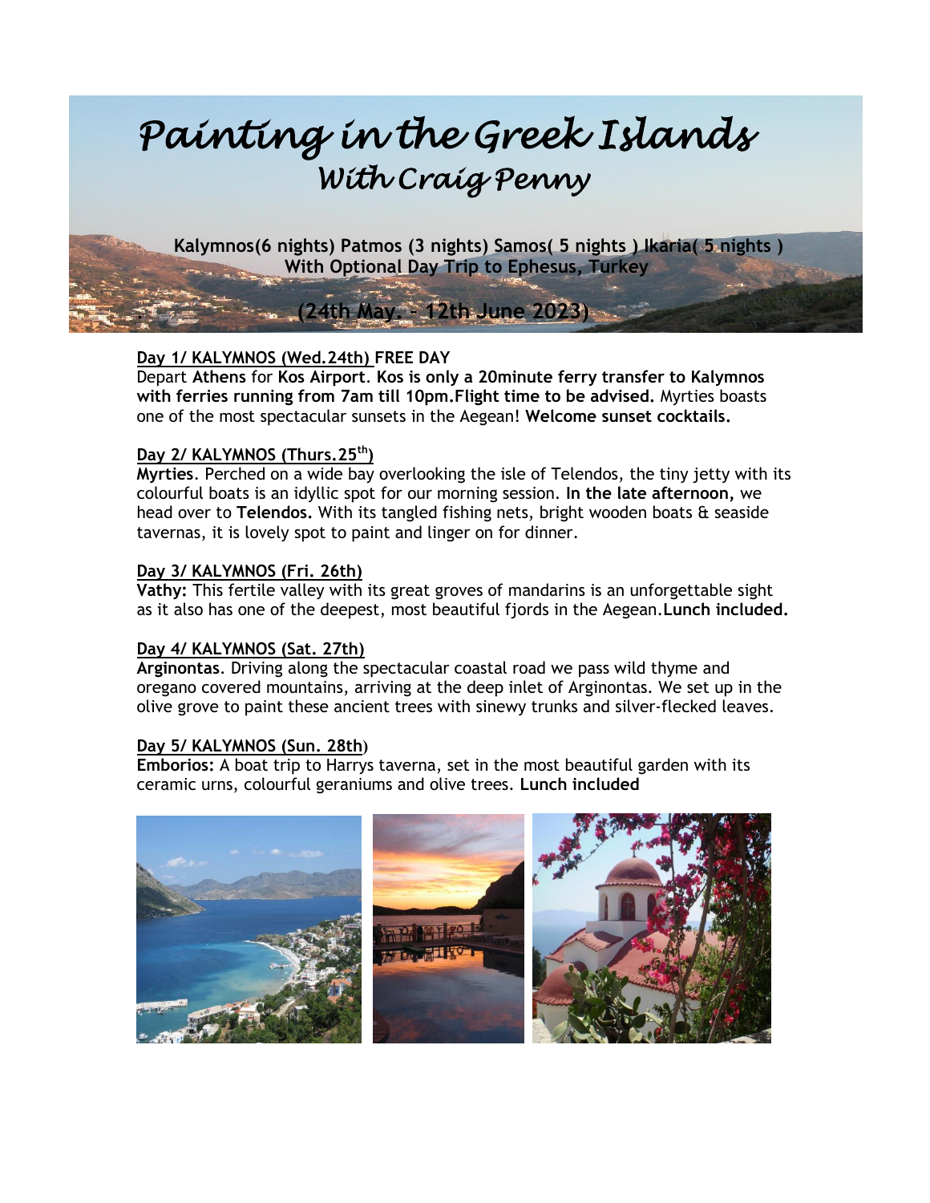# *Painting in the Greek Islands*
## *With Craig Penny*

**Kalymnos(6 nights) Patmos (3 nights) Samos( 5 nights ) Ikaria( 5 nights )**
**With Optional Day Trip to Ephesus, Turkey**

**(24th May. – 12th June 2023)**

**Day 1/ KALYMNOS (Wed.24th) FREE DAY**
Depart **Athens** for **Kos Airport**. **Kos is only a 20minute ferry transfer to Kalymnos with ferries running from 7am till 10pm.Flight time to be advised.** Myrties boasts one of the most spectacular sunsets in the Aegean! **Welcome sunset cocktails.**

**Day 2/ KALYMNOS (Thurs.25th)**
**Myrties**. Perched on a wide bay overlooking the isle of Telendos, the tiny jetty with its colourful boats is an idyllic spot for our morning session. **In the late afternoon,** we head over to **Telendos.** With its tangled fishing nets, bright wooden boats & seaside tavernas, it is lovely spot to paint and linger on for dinner.

**Day 3/ KALYMNOS (Fri. 26th)**
**Vathy:** This fertile valley with its great groves of mandarins is an unforgettable sight as it also has one of the deepest, most beautiful fjords in the Aegean.**Lunch included.**

**Day 4/ KALYMNOS (Sat. 27th)**
**Arginontas**. Driving along the spectacular coastal road we pass wild thyme and oregano covered mountains, arriving at the deep inlet of Arginontas. We set up in the olive grove to paint these ancient trees with sinewy trunks and silver-flecked leaves.

**Day 5/ KALYMNOS (Sun. 28th)**
**Emborios:** A boat trip to Harrys taverna, set in the most beautiful garden with its ceramic urns, colourful geraniums and olive trees. **Lunch included**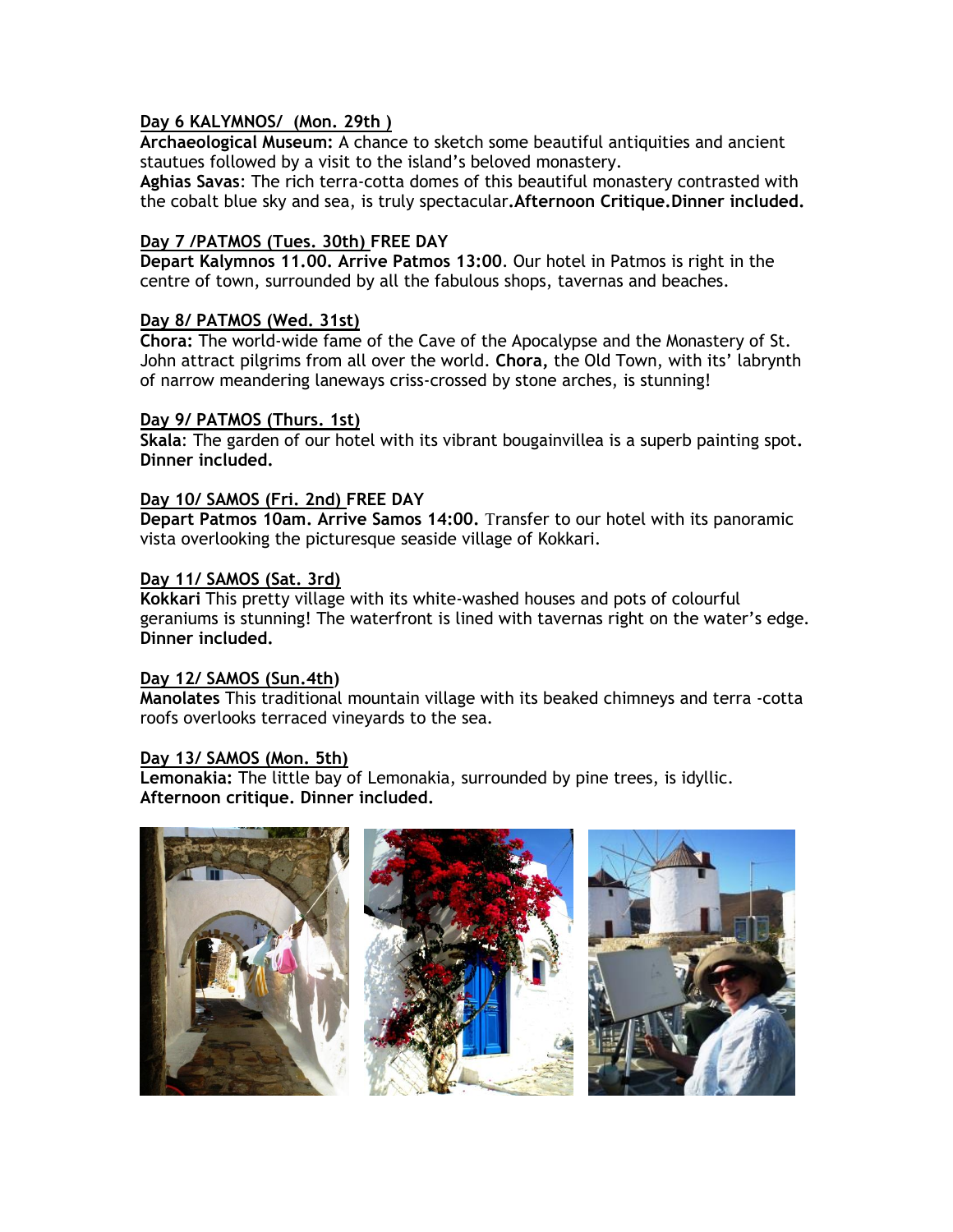**Day 6 KALYMNOS/ (Mon. 29th )**
**Archaeological Museum:** A chance to sketch some beautiful antiquities and ancient stautues followed by a visit to the island's beloved monastery.
**Aghias Savas**: The rich terra-cotta domes of this beautiful monastery contrasted with the cobalt blue sky and sea, is truly spectacular.**Afternoon Critique.Dinner included.**

**Day 7 /PATMOS (Tues. 30th) FREE DAY**
**Depart Kalymnos 11.00. Arrive Patmos 13:00**. Our hotel in Patmos is right in the centre of town, surrounded by all the fabulous shops, tavernas and beaches.

**Day 8/ PATMOS (Wed. 31st)**
**Chora:** The world-wide fame of the Cave of the Apocalypse and the Monastery of St. John attract pilgrims from all over the world. **Chora,** the Old Town, with its' labrynth of narrow meandering laneways criss-crossed by stone arches, is stunning!

**Day 9/ PATMOS (Thurs. 1st)**
**Skala**: The garden of our hotel with its vibrant bougainvillea is a superb painting spot. **Dinner included.**

**Day 10/ SAMOS (Fri. 2nd) FREE DAY**
**Depart Patmos 10am. Arrive Samos 14:00.** Transfer to our hotel with its panoramic vista overlooking the picturesque seaside village of Kokkari.

**Day 11/ SAMOS (Sat. 3rd)**
**Kokkari** This pretty village with its white-washed houses and pots of colourful geraniums is stunning! The waterfront is lined with tavernas right on the water's edge. **Dinner included.**

**Day 12/ SAMOS (Sun.4th)**
**Manolates** This traditional mountain village with its beaked chimneys and terra -cotta roofs overlooks terraced vineyards to the sea.

**Day 13/ SAMOS (Mon. 5th)**
**Lemonakia:** The little bay of Lemonakia, surrounded by pine trees, is idyllic. **Afternoon critique. Dinner included.**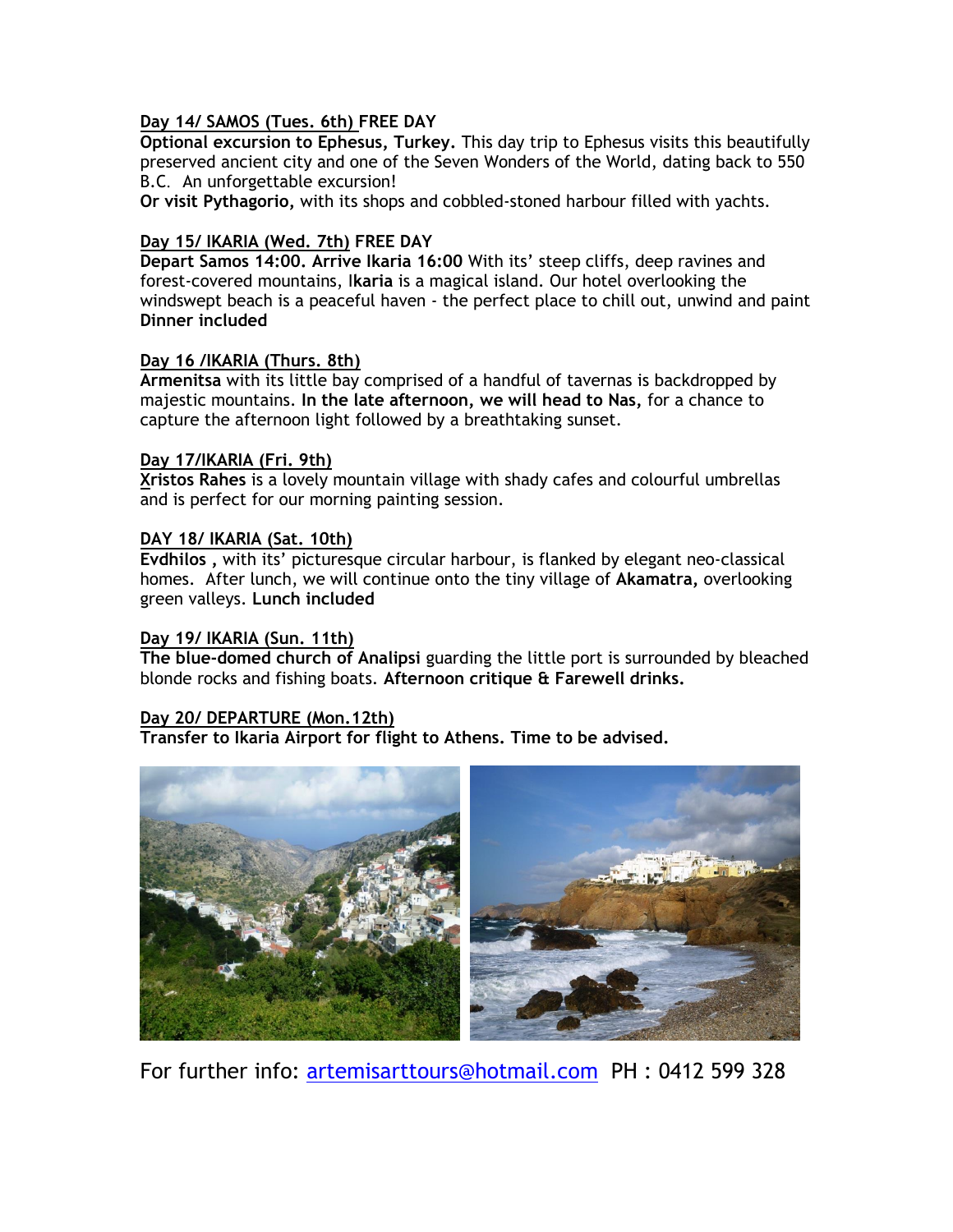**Day 14/ SAMOS (Tues. 6th) FREE DAY**
**Optional excursion to Ephesus, Turkey.** This day trip to Ephesus visits this beautifully preserved ancient city and one of the Seven Wonders of the World, dating back to 550 B.C. An unforgettable excursion!
**Or visit Pythagorio,** with its shops and cobbled-stoned harbour filled with yachts.

**Day 15/ IKARIA (Wed. 7th) FREE DAY**
**Depart Samos 14:00. Arrive Ikaria 16:00** With its' steep cliffs, deep ravines and forest-covered mountains, I**karia** is a magical island. Our hotel overlooking the windswept beach is a peaceful haven - the perfect place to chill out, unwind and paint
**Dinner included**

**Day 16 /IKARIA (Thurs. 8th)**
**Armenitsa** with its little bay comprised of a handful of tavernas is backdropped by majestic mountains. **In the late afternoon, we will head to Nas,** for a chance to capture the afternoon light followed by a breathtaking sunset.

**Day 17/IKARIA (Fri. 9th)**
**Xristos Rahes** is a lovely mountain village with shady cafes and colourful umbrellas and is perfect for our morning painting session.

**DAY 18/ IKARIA (Sat. 10th)**
**Evdhilos ,** with its' picturesque circular harbour, is flanked by elegant neo-classical homes. After lunch, we will continue onto the tiny village of **Akamatra,** overlooking green valleys. **Lunch included**

**Day 19/ IKARIA (Sun. 11th)**
**The blue-domed church of Analipsi** guarding the little port is surrounded by bleached blonde rocks and fishing boats. **Afternoon critique & Farewell drinks.**

**Day 20/ DEPARTURE (Mon.12th)**
**Transfer to Ikaria Airport for flight to Athens. Time to be advised.**

For further info: artemisarttours@hotmail.com PH : 0412 599 328